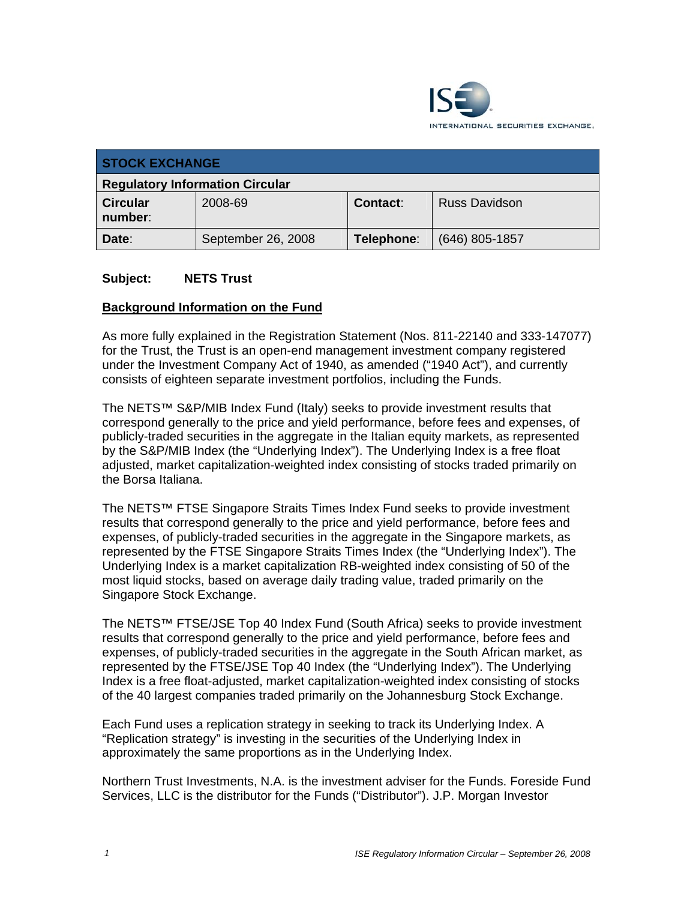INTERNATIONAL SECURITIES EXCHANGE.

| STOCK EXCHANGE | | | |
|---|---|---|---|
| **Regulatory Information Circular** | | | |
| **Circular number**: | 2008-69 | **Contact**: | Russ Davidson |
| **Date**: | September 26, 2008 | **Telephone**: | (646) 805-1857 |

**Subject: NETS Trust**

## Background Information on the Fund

As more fully explained in the Registration Statement (Nos. 811-22140 and 333-147077) for the Trust, the Trust is an open-end management investment company registered under the Investment Company Act of 1940, as amended ("1940 Act"), and currently consists of eighteen separate investment portfolios, including the Funds.

The NETS™ S&P/MIB Index Fund (Italy) seeks to provide investment results that correspond generally to the price and yield performance, before fees and expenses, of publicly-traded securities in the aggregate in the Italian equity markets, as represented by the S&P/MIB Index (the "Underlying Index"). The Underlying Index is a free float adjusted, market capitalization-weighted index consisting of stocks traded primarily on the Borsa Italiana.

The NETS™ FTSE Singapore Straits Times Index Fund seeks to provide investment results that correspond generally to the price and yield performance, before fees and expenses, of publicly-traded securities in the aggregate in the Singapore markets, as represented by the FTSE Singapore Straits Times Index (the "Underlying Index"). The Underlying Index is a market capitalization RB-weighted index consisting of 50 of the most liquid stocks, based on average daily trading value, traded primarily on the Singapore Stock Exchange.

The NETS™ FTSE/JSE Top 40 Index Fund (South Africa) seeks to provide investment results that correspond generally to the price and yield performance, before fees and expenses, of publicly-traded securities in the aggregate in the South African market, as represented by the FTSE/JSE Top 40 Index (the "Underlying Index"). The Underlying Index is a free float-adjusted, market capitalization-weighted index consisting of stocks of the 40 largest companies traded primarily on the Johannesburg Stock Exchange.

Each Fund uses a replication strategy in seeking to track its Underlying Index. A "Replication strategy" is investing in the securities of the Underlying Index in approximately the same proportions as in the Underlying Index.

Northern Trust Investments, N.A. is the investment adviser for the Funds. Foreside Fund Services, LLC is the distributor for the Funds ("Distributor"). J.P. Morgan Investor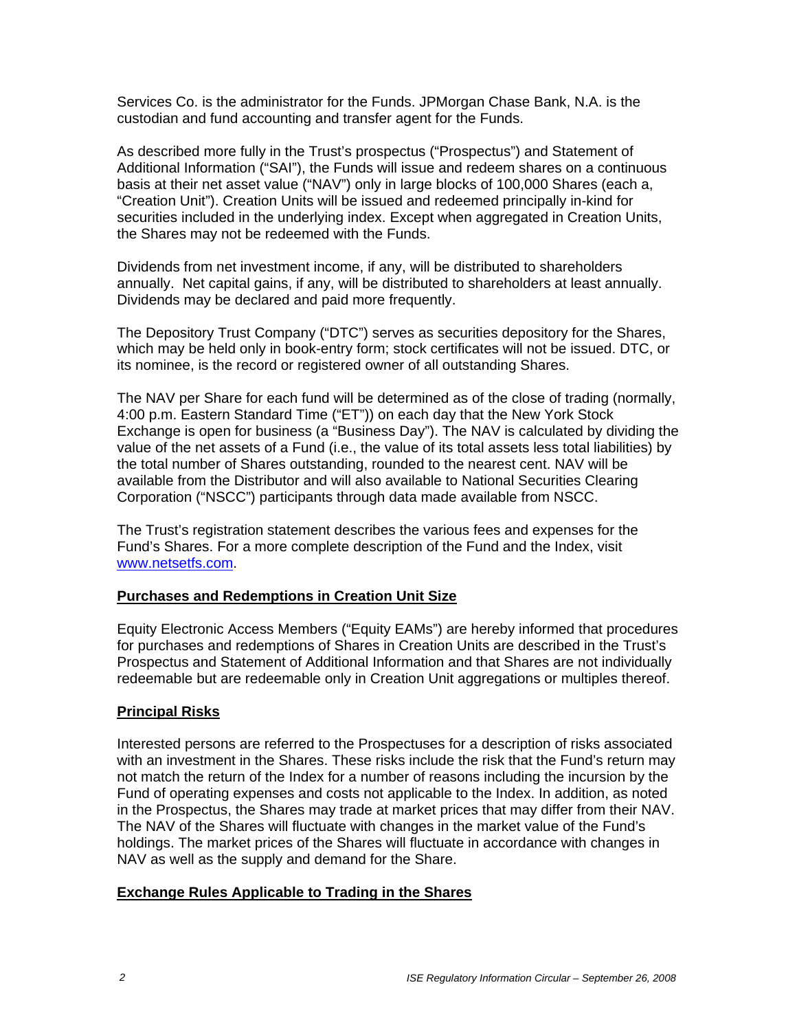Services Co. is the administrator for the Funds. JPMorgan Chase Bank, N.A. is the custodian and fund accounting and transfer agent for the Funds.

As described more fully in the Trust's prospectus ("Prospectus") and Statement of Additional Information ("SAI"), the Funds will issue and redeem shares on a continuous basis at their net asset value ("NAV") only in large blocks of 100,000 Shares (each a, "Creation Unit"). Creation Units will be issued and redeemed principally in-kind for securities included in the underlying index. Except when aggregated in Creation Units, the Shares may not be redeemed with the Funds.

Dividends from net investment income, if any, will be distributed to shareholders annually. Net capital gains, if any, will be distributed to shareholders at least annually. Dividends may be declared and paid more frequently.

The Depository Trust Company ("DTC") serves as securities depository for the Shares, which may be held only in book-entry form; stock certificates will not be issued. DTC, or its nominee, is the record or registered owner of all outstanding Shares.

The NAV per Share for each fund will be determined as of the close of trading (normally, 4:00 p.m. Eastern Standard Time ("ET")) on each day that the New York Stock Exchange is open for business (a "Business Day"). The NAV is calculated by dividing the value of the net assets of a Fund (i.e., the value of its total assets less total liabilities) by the total number of Shares outstanding, rounded to the nearest cent. NAV will be available from the Distributor and will also available to National Securities Clearing Corporation ("NSCC") participants through data made available from NSCC.

The Trust's registration statement describes the various fees and expenses for the Fund's Shares. For a more complete description of the Fund and the Index, visit www.netsetfs.com.

## Purchases and Redemptions in Creation Unit Size

Equity Electronic Access Members ("Equity EAMs") are hereby informed that procedures for purchases and redemptions of Shares in Creation Units are described in the Trust's Prospectus and Statement of Additional Information and that Shares are not individually redeemable but are redeemable only in Creation Unit aggregations or multiples thereof.

## Principal Risks

Interested persons are referred to the Prospectuses for a description of risks associated with an investment in the Shares. These risks include the risk that the Fund's return may not match the return of the Index for a number of reasons including the incursion by the Fund of operating expenses and costs not applicable to the Index. In addition, as noted in the Prospectus, the Shares may trade at market prices that may differ from their NAV. The NAV of the Shares will fluctuate with changes in the market value of the Fund's holdings. The market prices of the Shares will fluctuate in accordance with changes in NAV as well as the supply and demand for the Share.

## Exchange Rules Applicable to Trading in the Shares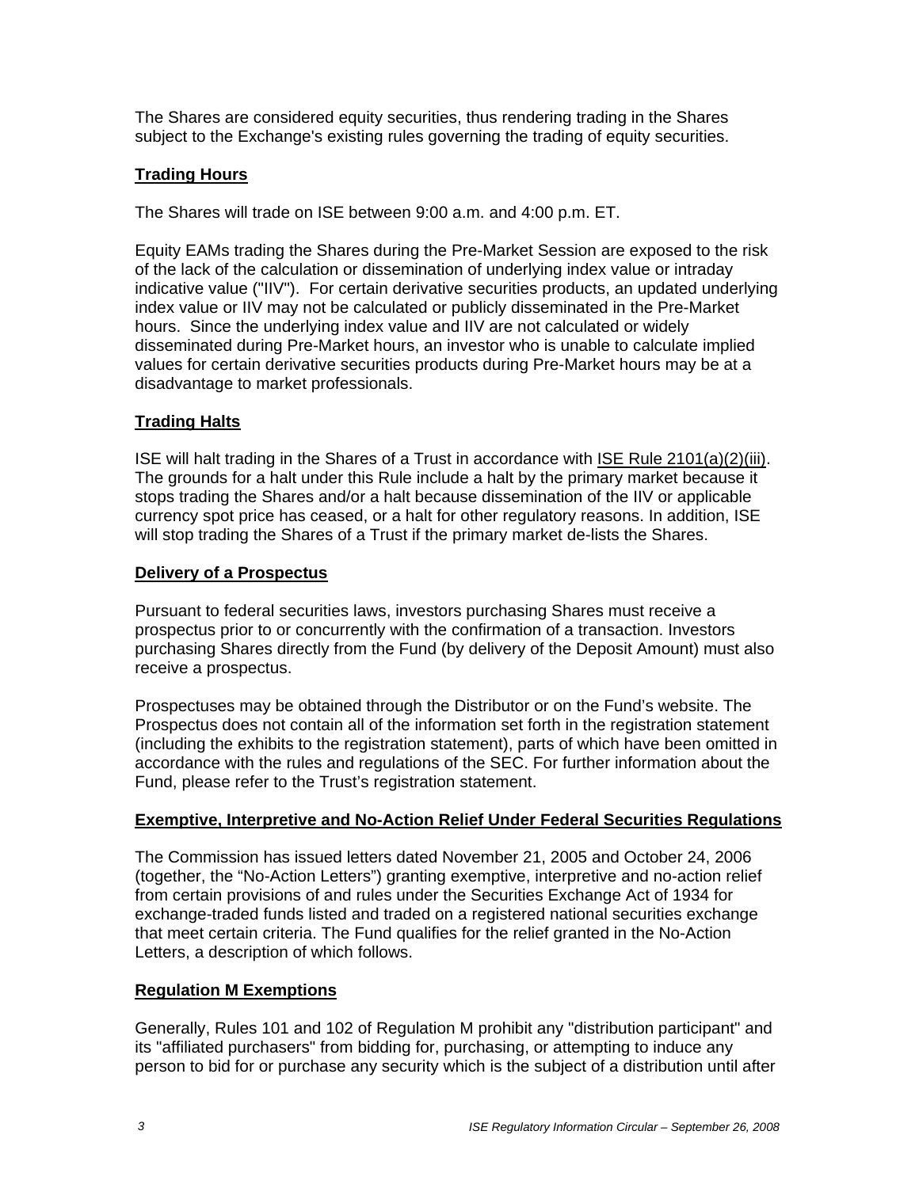The Shares are considered equity securities, thus rendering trading in the Shares subject to the Exchange's existing rules governing the trading of equity securities.

## Trading Hours

The Shares will trade on ISE between 9:00 a.m. and 4:00 p.m. ET.

Equity EAMs trading the Shares during the Pre-Market Session are exposed to the risk of the lack of the calculation or dissemination of underlying index value or intraday indicative value ("IIV"). For certain derivative securities products, an updated underlying index value or IIV may not be calculated or publicly disseminated in the Pre-Market hours. Since the underlying index value and IIV are not calculated or widely disseminated during Pre-Market hours, an investor who is unable to calculate implied values for certain derivative securities products during Pre-Market hours may be at a disadvantage to market professionals.

## Trading Halts

ISE will halt trading in the Shares of a Trust in accordance with ISE Rule 2101(a)(2)(iii). The grounds for a halt under this Rule include a halt by the primary market because it stops trading the Shares and/or a halt because dissemination of the IIV or applicable currency spot price has ceased, or a halt for other regulatory reasons. In addition, ISE will stop trading the Shares of a Trust if the primary market de-lists the Shares.

## Delivery of a Prospectus

Pursuant to federal securities laws, investors purchasing Shares must receive a prospectus prior to or concurrently with the confirmation of a transaction. Investors purchasing Shares directly from the Fund (by delivery of the Deposit Amount) must also receive a prospectus.

Prospectuses may be obtained through the Distributor or on the Fund's website. The Prospectus does not contain all of the information set forth in the registration statement (including the exhibits to the registration statement), parts of which have been omitted in accordance with the rules and regulations of the SEC. For further information about the Fund, please refer to the Trust's registration statement.

## Exemptive, Interpretive and No-Action Relief Under Federal Securities Regulations

The Commission has issued letters dated November 21, 2005 and October 24, 2006 (together, the "No-Action Letters") granting exemptive, interpretive and no-action relief from certain provisions of and rules under the Securities Exchange Act of 1934 for exchange-traded funds listed and traded on a registered national securities exchange that meet certain criteria. The Fund qualifies for the relief granted in the No-Action Letters, a description of which follows.

## Regulation M Exemptions

Generally, Rules 101 and 102 of Regulation M prohibit any "distribution participant" and its "affiliated purchasers" from bidding for, purchasing, or attempting to induce any person to bid for or purchase any security which is the subject of a distribution until after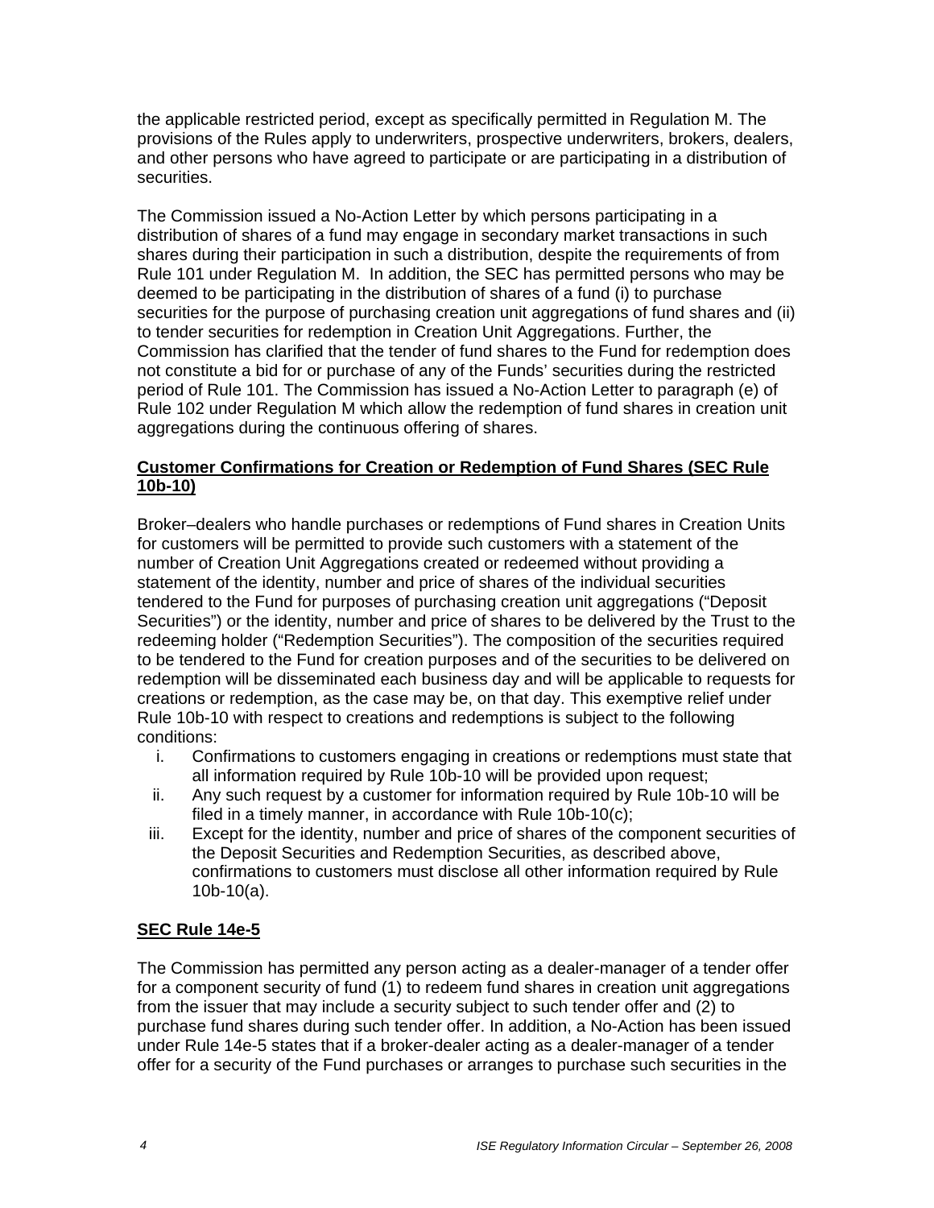the applicable restricted period, except as specifically permitted in Regulation M. The provisions of the Rules apply to underwriters, prospective underwriters, brokers, dealers, and other persons who have agreed to participate or are participating in a distribution of securities.

The Commission issued a No-Action Letter by which persons participating in a distribution of shares of a fund may engage in secondary market transactions in such shares during their participation in such a distribution, despite the requirements of from Rule 101 under Regulation M. In addition, the SEC has permitted persons who may be deemed to be participating in the distribution of shares of a fund (i) to purchase securities for the purpose of purchasing creation unit aggregations of fund shares and (ii) to tender securities for redemption in Creation Unit Aggregations. Further, the Commission has clarified that the tender of fund shares to the Fund for redemption does not constitute a bid for or purchase of any of the Funds' securities during the restricted period of Rule 101. The Commission has issued a No-Action Letter to paragraph (e) of Rule 102 under Regulation M which allow the redemption of fund shares in creation unit aggregations during the continuous offering of shares.

**Customer Confirmations for Creation or Redemption of Fund Shares (SEC Rule 10b-10)**

Broker–dealers who handle purchases or redemptions of Fund shares in Creation Units for customers will be permitted to provide such customers with a statement of the number of Creation Unit Aggregations created or redeemed without providing a statement of the identity, number and price of shares of the individual securities tendered to the Fund for purposes of purchasing creation unit aggregations ("Deposit Securities") or the identity, number and price of shares to be delivered by the Trust to the redeeming holder ("Redemption Securities"). The composition of the securities required to be tendered to the Fund for creation purposes and of the securities to be delivered on redemption will be disseminated each business day and will be applicable to requests for creations or redemption, as the case may be, on that day. This exemptive relief under Rule 10b-10 with respect to creations and redemptions is subject to the following conditions:

i. Confirmations to customers engaging in creations or redemptions must state that all information required by Rule 10b-10 will be provided upon request;
ii. Any such request by a customer for information required by Rule 10b-10 will be filed in a timely manner, in accordance with Rule 10b-10(c);
iii. Except for the identity, number and price of shares of the component securities of the Deposit Securities and Redemption Securities, as described above, confirmations to customers must disclose all other information required by Rule 10b-10(a).

**SEC Rule 14e-5**

The Commission has permitted any person acting as a dealer-manager of a tender offer for a component security of fund (1) to redeem fund shares in creation unit aggregations from the issuer that may include a security subject to such tender offer and (2) to purchase fund shares during such tender offer. In addition, a No-Action has been issued under Rule 14e-5 states that if a broker-dealer acting as a dealer-manager of a tender offer for a security of the Fund purchases or arranges to purchase such securities in the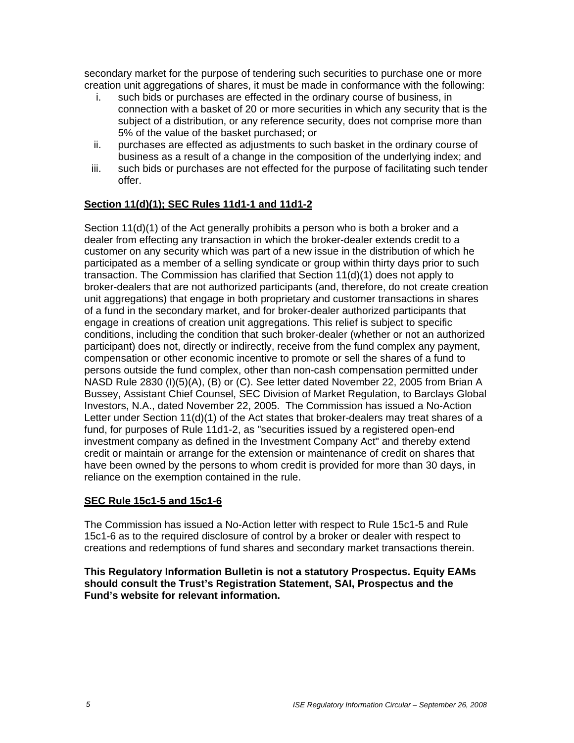secondary market for the purpose of tendering such securities to purchase one or more creation unit aggregations of shares, it must be made in conformance with the following:

i. such bids or purchases are effected in the ordinary course of business, in connection with a basket of 20 or more securities in which any security that is the subject of a distribution, or any reference security, does not comprise more than 5% of the value of the basket purchased; or
ii. purchases are effected as adjustments to such basket in the ordinary course of business as a result of a change in the composition of the underlying index; and
iii. such bids or purchases are not effected for the purpose of facilitating such tender offer.

**Section 11(d)(1); SEC Rules 11d1-1 and 11d1-2**

Section 11(d)(1) of the Act generally prohibits a person who is both a broker and a dealer from effecting any transaction in which the broker-dealer extends credit to a customer on any security which was part of a new issue in the distribution of which he participated as a member of a selling syndicate or group within thirty days prior to such transaction. The Commission has clarified that Section 11(d)(1) does not apply to broker-dealers that are not authorized participants (and, therefore, do not create creation unit aggregations) that engage in both proprietary and customer transactions in shares of a fund in the secondary market, and for broker-dealer authorized participants that engage in creations of creation unit aggregations. This relief is subject to specific conditions, including the condition that such broker-dealer (whether or not an authorized participant) does not, directly or indirectly, receive from the fund complex any payment, compensation or other economic incentive to promote or sell the shares of a fund to persons outside the fund complex, other than non-cash compensation permitted under NASD Rule 2830 (I)(5)(A), (B) or (C). See letter dated November 22, 2005 from Brian A Bussey, Assistant Chief Counsel, SEC Division of Market Regulation, to Barclays Global Investors, N.A., dated November 22, 2005. The Commission has issued a No-Action Letter under Section 11(d)(1) of the Act states that broker-dealers may treat shares of a fund, for purposes of Rule 11d1-2, as "securities issued by a registered open-end investment company as defined in the Investment Company Act" and thereby extend credit or maintain or arrange for the extension or maintenance of credit on shares that have been owned by the persons to whom credit is provided for more than 30 days, in reliance on the exemption contained in the rule.

**SEC Rule 15c1-5 and 15c1-6**

The Commission has issued a No-Action letter with respect to Rule 15c1-5 and Rule 15c1-6 as to the required disclosure of control by a broker or dealer with respect to creations and redemptions of fund shares and secondary market transactions therein.

**This Regulatory Information Bulletin is not a statutory Prospectus. Equity EAMs should consult the Trust's Registration Statement, SAI, Prospectus and the Fund's website for relevant information.**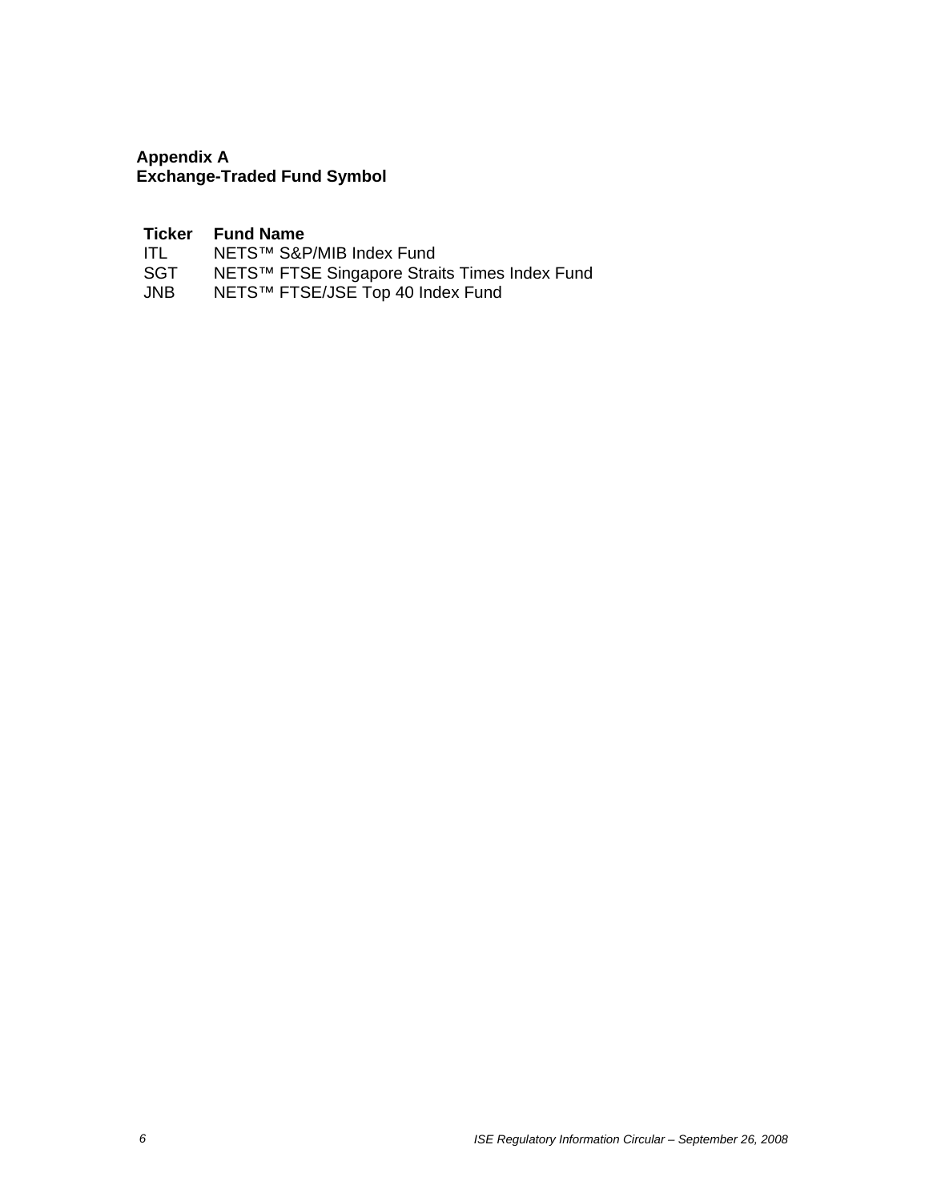**Appendix A**
**Exchange-Traded Fund Symbol**

| Ticker | Fund Name |
|---|---|
| ITL | NETS™ S&P/MIB Index Fund |
| SGT | NETS™ FTSE Singapore Straits Times Index Fund |
| JNB | NETS™ FTSE/JSE Top 40 Index Fund |